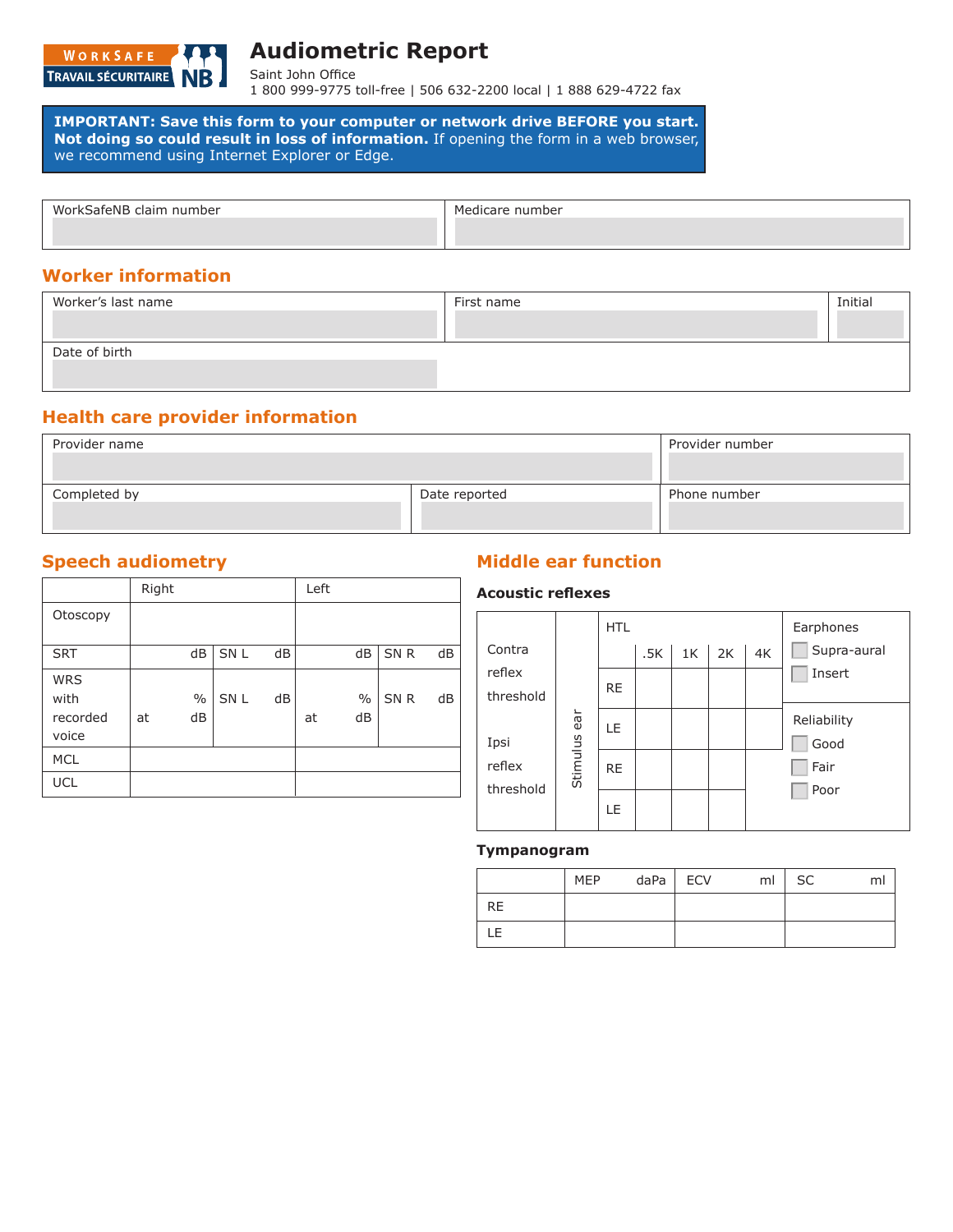WORKSAFE TRAVAIL SÉCURITAIRE NB

# Audiometric Report

Saint John Office
1 800 999-9775 toll-free | 506 632-2200 local | 1 888 629-4722 fax

**IMPORTANT: Save this form to your computer or network drive BEFORE you start. Not doing so could result in loss of information.** If opening the form in a web browser, we recommend using Internet Explorer or Edge.

| WorkSafeNB claim number | Medicare number |
|---|---|
| | |

## Worker information

| Worker's last name | First name | Initial |
|---|---|---|
| | | |
| Date of birth | | |
| | | |

## Health care provider information

| Provider name | | Provider number |
|---|---|---|
| | | |
| Completed by | Date reported | Phone number |
| | | |

## Speech audiometry

| | Right | | Left | |
|---|---|---|---|---|
| Otoscopy | | | | |
| SRT | dB | SN L dB | dB | SN R dB |
| WRS with recorded voice | % at dB | SN L dB | % at dB | SN R dB |
| MCL | | | | |
| UCL | | | | |

## Middle ear function

### Acoustic reflexes

| | Stimulus ear | HTL .5K | 1K | 2K | 4K |
|---|---|---|---|---|---|
| Contra reflex threshold | RE | | | | |
| | LE | | | | |
| Ipsi reflex threshold | RE | | | | |
| | LE | | | | |

Earphones
- ☐ Supra-aural
- ☐ Insert

Reliability
- ☐ Good
- ☐ Fair
- ☐ Poor

### Tympanogram

| | MEP daPa | ECV ml | SC ml |
|---|---|---|---|
| RE | | | |
| LE | | | |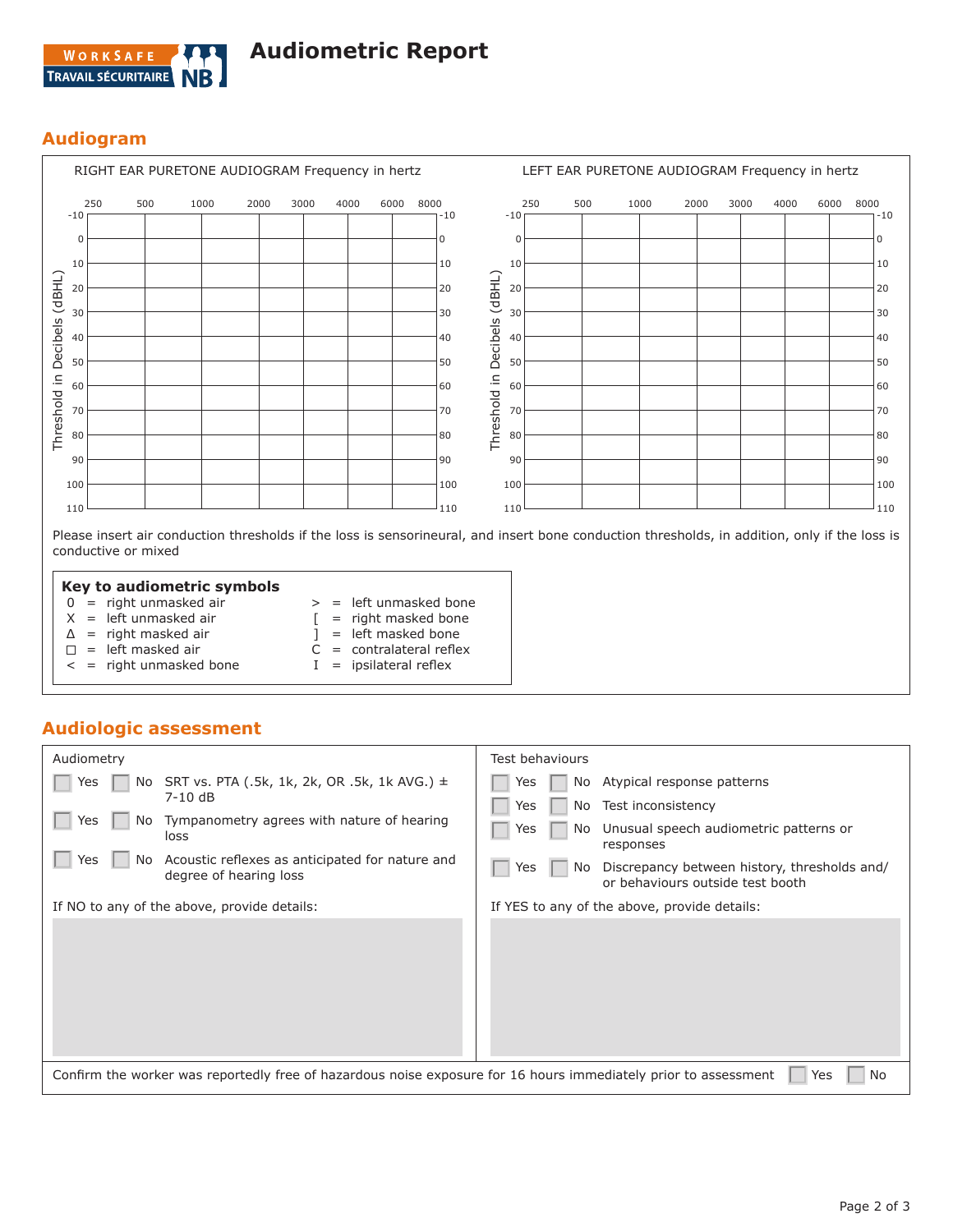# Audiometric Report

## Audiogram

RIGHT EAR PURETONE AUDIOGRAM Frequency in hertz

| Threshold in Decibels (dBHL) | 250 | 500 | 1000 | 2000 | 3000 | 4000 | 6000 | 8000 |
|---|---|---|---|---|---|---|---|---|
| -10 | | | | | | | | |
| 0 | | | | | | | | |
| 10 | | | | | | | | |
| 20 | | | | | | | | |
| 30 | | | | | | | | |
| 40 | | | | | | | | |
| 50 | | | | | | | | |
| 60 | | | | | | | | |
| 70 | | | | | | | | |
| 80 | | | | | | | | |
| 90 | | | | | | | | |
| 100 | | | | | | | | |
| 110 | | | | | | | | |

LEFT EAR PURETONE AUDIOGRAM Frequency in hertz

| Threshold in Decibels (dBHL) | 250 | 500 | 1000 | 2000 | 3000 | 4000 | 6000 | 8000 |
|---|---|---|---|---|---|---|---|---|
| -10 | | | | | | | | |
| 0 | | | | | | | | |
| 10 | | | | | | | | |
| 20 | | | | | | | | |
| 30 | | | | | | | | |
| 40 | | | | | | | | |
| 50 | | | | | | | | |
| 60 | | | | | | | | |
| 70 | | | | | | | | |
| 80 | | | | | | | | |
| 90 | | | | | | | | |
| 100 | | | | | | | | |
| 110 | | | | | | | | |

Please insert air conduction thresholds if the loss is sensorineural, and insert bone conduction thresholds, in addition, only if the loss is conductive or mixed

**Key to audiometric symbols**

- 0 = right unmasked air
- X = left unmasked air
- Δ = right masked air
- □ = left masked air
- < = right unmasked bone
- > = left unmasked bone
- [ = right masked bone
- ] = left masked bone
- C = contralateral reflex
- I = ipsilateral reflex

## Audiologic assessment

**Audiometry**

- ☐ Yes ☐ No SRT vs. PTA (.5k, 1k, 2k, OR .5k, 1k AVG.) ± 7-10 dB
- ☐ Yes ☐ No Tympanometry agrees with nature of hearing loss
- ☐ Yes ☐ No Acoustic reflexes as anticipated for nature and degree of hearing loss

If NO to any of the above, provide details:

**Test behaviours**

- ☐ Yes ☐ No Atypical response patterns
- ☐ Yes ☐ No Test inconsistency
- ☐ Yes ☐ No Unusual speech audiometric patterns or responses
- ☐ Yes ☐ No Discrepancy between history, thresholds and/ or behaviours outside test booth

If YES to any of the above, provide details:

Confirm the worker was reportedly free of hazardous noise exposure for 16 hours immediately prior to assessment ☐ Yes ☐ No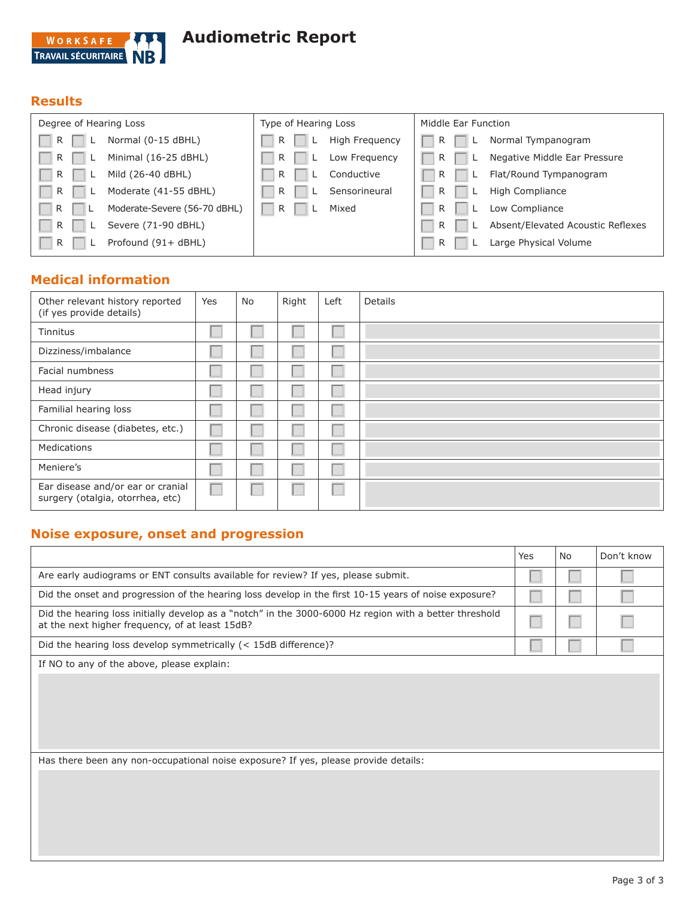# Audiometric Report

## Results

| Degree of Hearing Loss | Type of Hearing Loss | Middle Ear Function |
|---|---|---|
| ☐ R ☐ L Normal (0-15 dBHL) | ☐ R ☐ L High Frequency | ☐ R ☐ L Normal Tympanogram |
| ☐ R ☐ L Minimal (16-25 dBHL) | ☐ R ☐ L Low Frequency | ☐ R ☐ L Negative Middle Ear Pressure |
| ☐ R ☐ L Mild (26-40 dBHL) | ☐ R ☐ L Conductive | ☐ R ☐ L Flat/Round Tympanogram |
| ☐ R ☐ L Moderate (41-55 dBHL) | ☐ R ☐ L Sensorineural | ☐ R ☐ L High Compliance |
| ☐ R ☐ L Moderate-Severe (56-70 dBHL) | ☐ R ☐ L Mixed | ☐ R ☐ L Low Compliance |
| ☐ R ☐ L Severe (71-90 dBHL) | | ☐ R ☐ L Absent/Elevated Acoustic Reflexes |
| ☐ R ☐ L Profound (91+ dBHL) | | ☐ R ☐ L Large Physical Volume |

## Medical information

| Other relevant history reported (if yes provide details) | Yes | No | Right | Left | Details |
|---|---|---|---|---|---|
| Tinnitus | ☐ | ☐ | ☐ | ☐ | |
| Dizziness/imbalance | ☐ | ☐ | ☐ | ☐ | |
| Facial numbness | ☐ | ☐ | ☐ | ☐ | |
| Head injury | ☐ | ☐ | ☐ | ☐ | |
| Familial hearing loss | ☐ | ☐ | ☐ | ☐ | |
| Chronic disease (diabetes, etc.) | ☐ | ☐ | ☐ | ☐ | |
| Medications | ☐ | ☐ | ☐ | ☐ | |
| Meniere's | ☐ | ☐ | ☐ | ☐ | |
| Ear disease and/or ear or cranial surgery (otalgia, otorrhea, etc) | ☐ | ☐ | ☐ | ☐ | |

## Noise exposure, onset and progression

| | Yes | No | Don't know |
|---|---|---|---|
| Are early audiograms or ENT consults available for review? If yes, please submit. | ☐ | ☐ | ☐ |
| Did the onset and progression of the hearing loss develop in the first 10-15 years of noise exposure? | ☐ | ☐ | ☐ |
| Did the hearing loss initially develop as a "notch" in the 3000-6000 Hz region with a better threshold at the next higher frequency, of at least 15dB? | ☐ | ☐ | ☐ |
| Did the hearing loss develop symmetrically (< 15dB difference)? | ☐ | ☐ | ☐ |

If NO to any of the above, please explain:

Has there been any non-occupational noise exposure? If yes, please provide details: